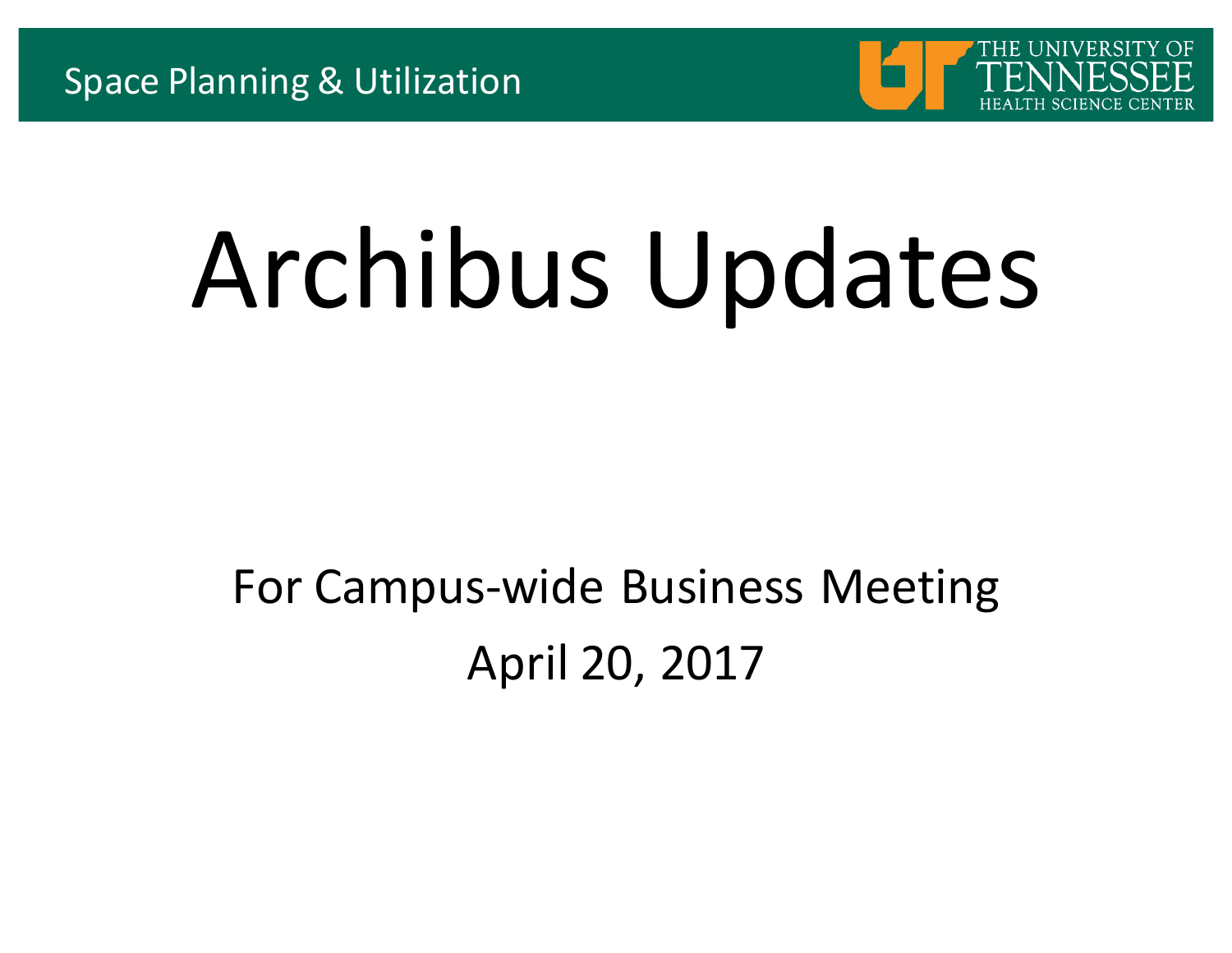Space Planning & Utilization

THE UNIVERSITY OF TENNESSEE HEALTH SCIENCE CENTER

# Archibus Updates

For Campus-wide Business Meeting

April 20, 2017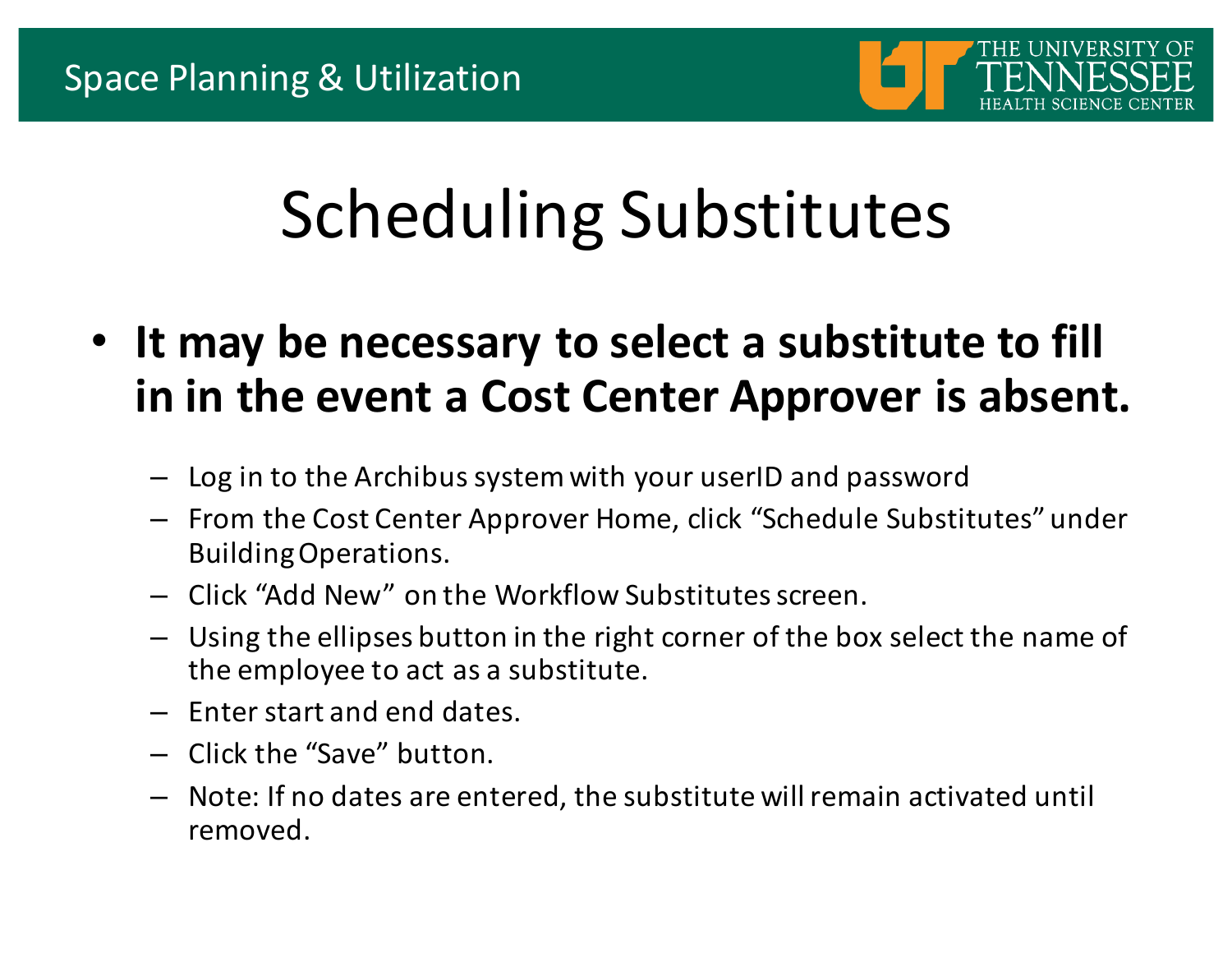# Scheduling Substitutes

- **It may be necessary to select a substitute to fill in in the event a Cost Center Approver is absent.**
  - Log in to the Archibus system with your userID and password
  - From the Cost Center Approver Home, click "Schedule Substitutes" under Building Operations.
  - Click "Add New" on the Workflow Substitutes screen.
  - Using the ellipses button in the right corner of the box select the name of the employee to act as a substitute.
  - Enter start and end dates.
  - Click the "Save" button.
  - Note: If no dates are entered, the substitute will remain activated until removed.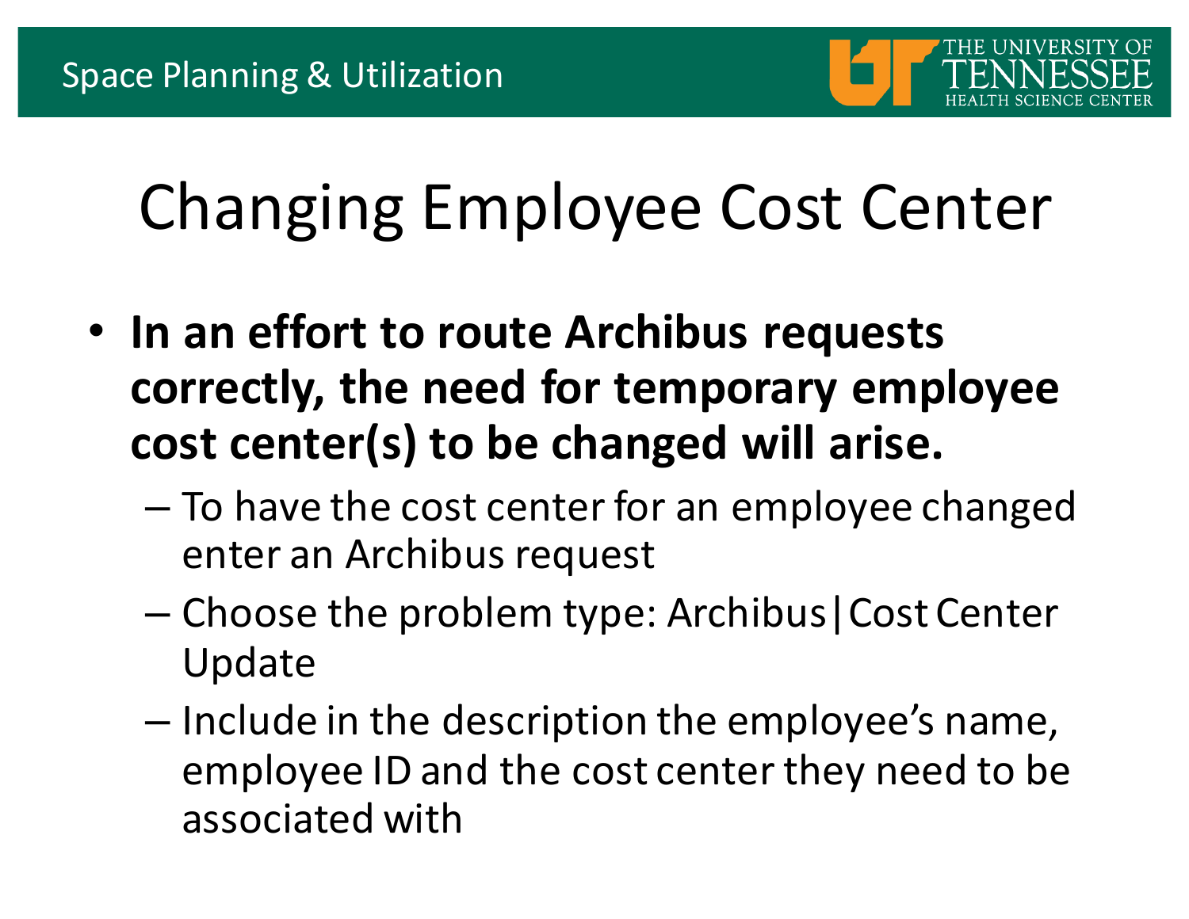# Changing Employee Cost Center

- **In an effort to route Archibus requests correctly, the need for temporary employee cost center(s) to be changed will arise.**
  - To have the cost center for an employee changed enter an Archibus request
  - Choose the problem type: Archibus|Cost Center Update
  - Include in the description the employee's name, employee ID and the cost center they need to be associated with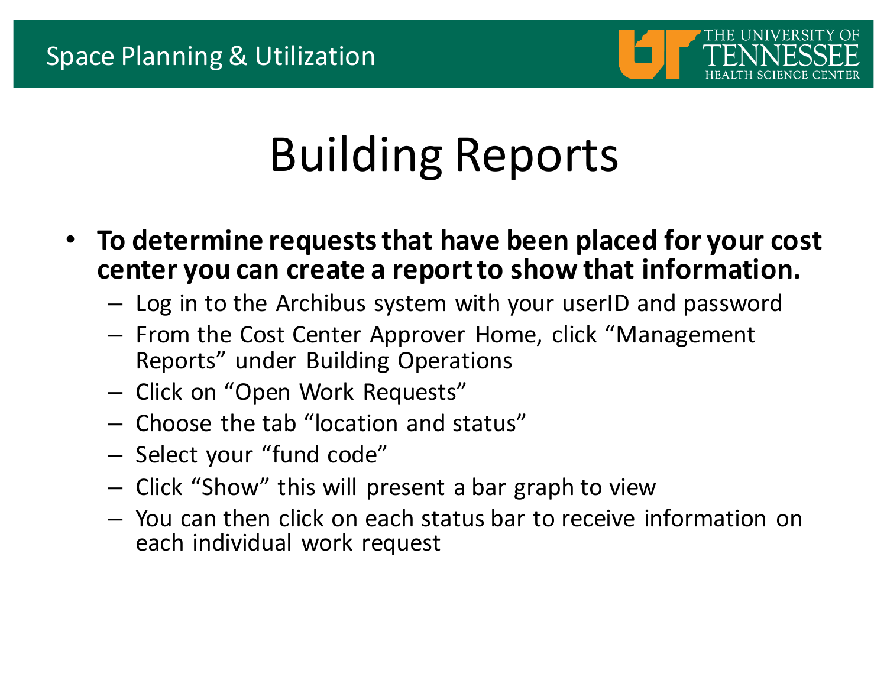# Building Reports

- **To determine requests that have been placed for your cost center you can create a report to show that information.**
  - Log in to the Archibus system with your userID and password
  - From the Cost Center Approver Home, click "Management Reports" under Building Operations
  - Click on "Open Work Requests"
  - Choose the tab "location and status"
  - Select your "fund code"
  - Click "Show" this will present a bar graph to view
  - You can then click on each status bar to receive information on each individual work request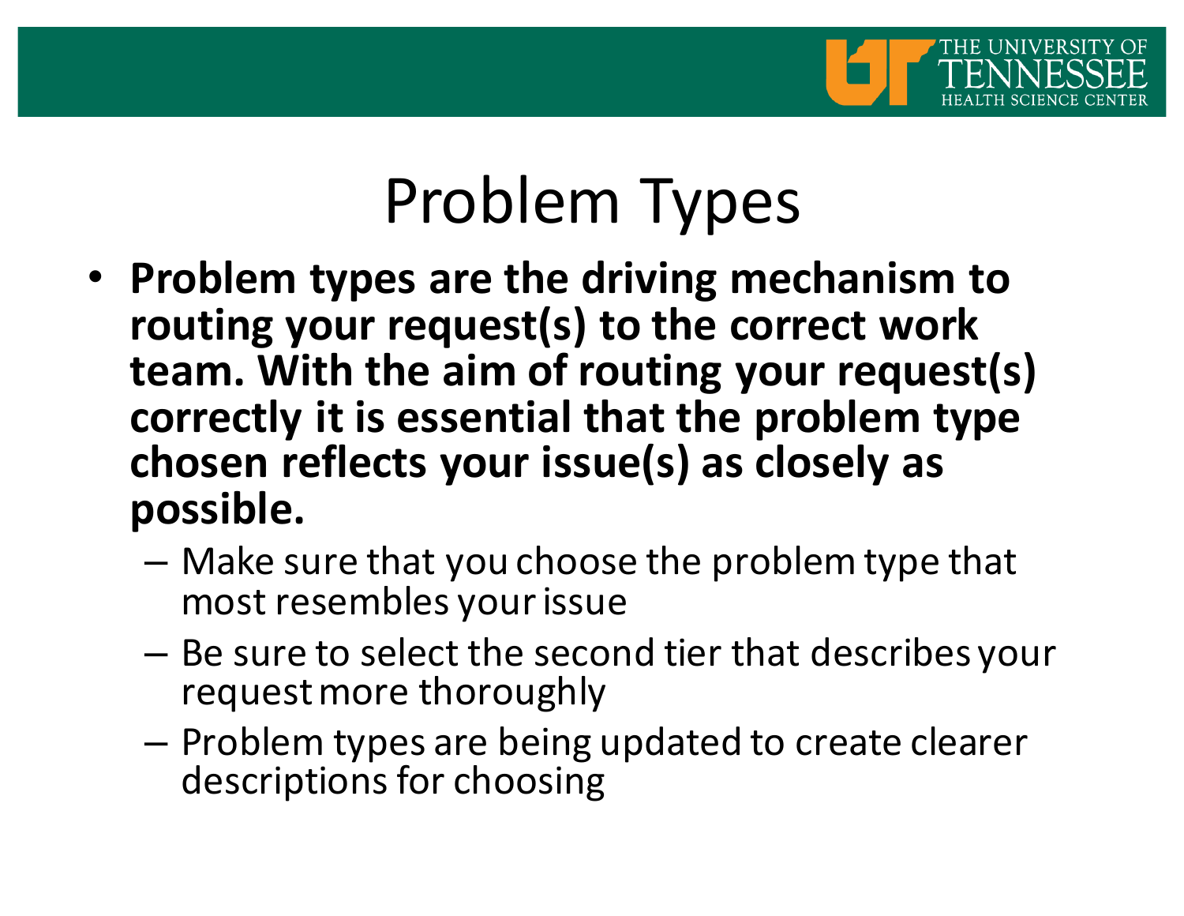# Problem Types

- **Problem types are the driving mechanism to routing your request(s) to the correct work team. With the aim of routing your request(s) correctly it is essential that the problem type chosen reflects your issue(s) as closely as possible.**
  - Make sure that you choose the problem type that most resembles your issue
  - Be sure to select the second tier that describes your request more thoroughly
  - Problem types are being updated to create clearer descriptions for choosing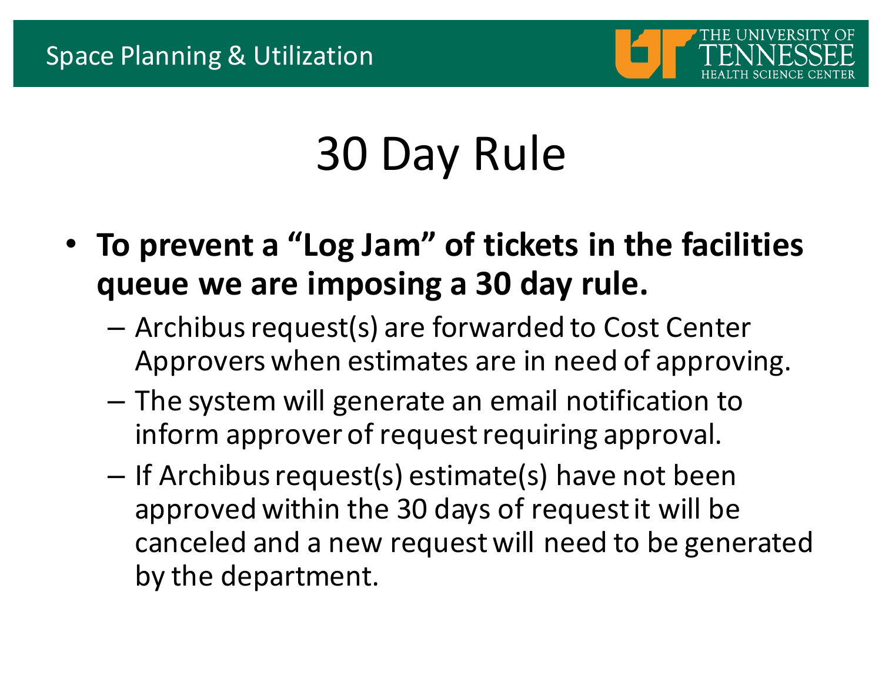# 30 Day Rule

- **To prevent a "Log Jam" of tickets in the facilities queue we are imposing a 30 day rule.**
  - Archibus request(s) are forwarded to Cost Center Approvers when estimates are in need of approving.
  - The system will generate an email notification to inform approver of request requiring approval.
  - If Archibus request(s) estimate(s) have not been approved within the 30 days of request it will be canceled and a new request will need to be generated by the department.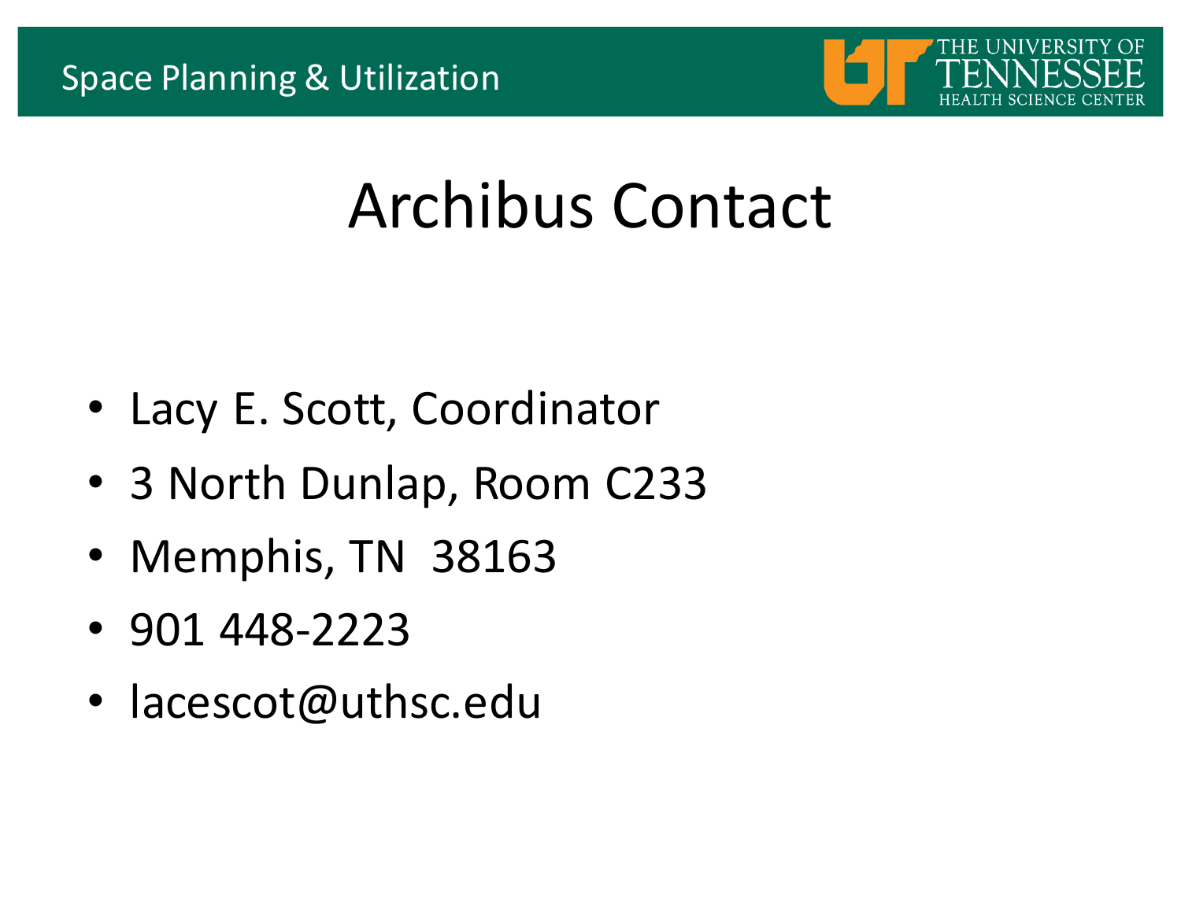# Archibus Contact

- Lacy E. Scott, Coordinator
- 3 North Dunlap, Room C233
- Memphis, TN 38163
- 901 448-2223
- lacescot@uthsc.edu